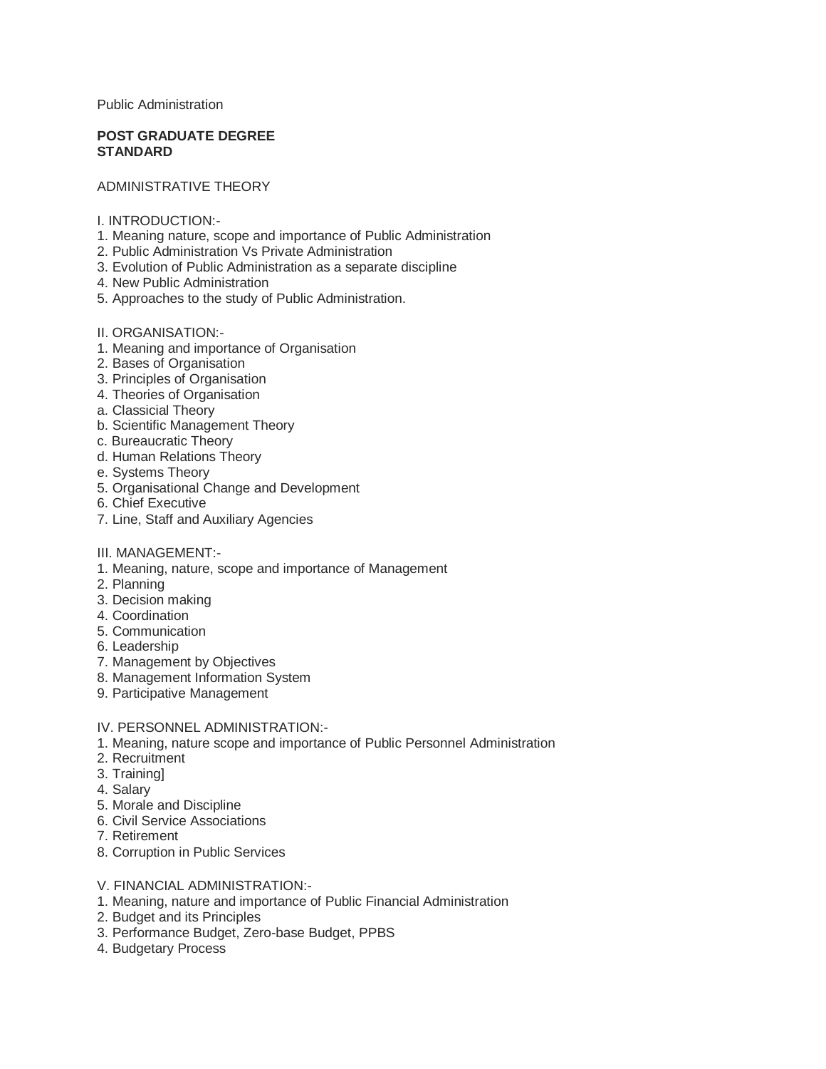Public Administration

**POST GRADUATE DEGREE STANDARD**

ADMINISTRATIVE THEORY

I. INTRODUCTION:-
1. Meaning nature, scope and importance of Public Administration
2. Public Administration Vs Private Administration
3. Evolution of Public Administration as a separate discipline
4. New Public Administration
5. Approaches to the study of Public Administration.

II. ORGANISATION:-
1. Meaning and importance of Organisation
2. Bases of Organisation
3. Principles of Organisation
4. Theories of Organisation
a. Classicial Theory
b. Scientific Management Theory
c. Bureaucratic Theory
d. Human Relations Theory
e. Systems Theory
5. Organisational Change and Development
6. Chief Executive
7. Line, Staff and Auxiliary Agencies

III. MANAGEMENT:-
1. Meaning, nature, scope and importance of Management
2. Planning
3. Decision making
4. Coordination
5. Communication
6. Leadership
7. Management by Objectives
8. Management Information System
9. Participative Management

IV. PERSONNEL ADMINISTRATION:-
1. Meaning, nature scope and importance of Public Personnel Administration
2. Recruitment
3. Training]
4. Salary
5. Morale and Discipline
6. Civil Service Associations
7. Retirement
8. Corruption in Public Services

V. FINANCIAL ADMINISTRATION:-
1. Meaning, nature and importance of Public Financial Administration
2. Budget and its Principles
3. Performance Budget, Zero-base Budget, PPBS
4. Budgetary Process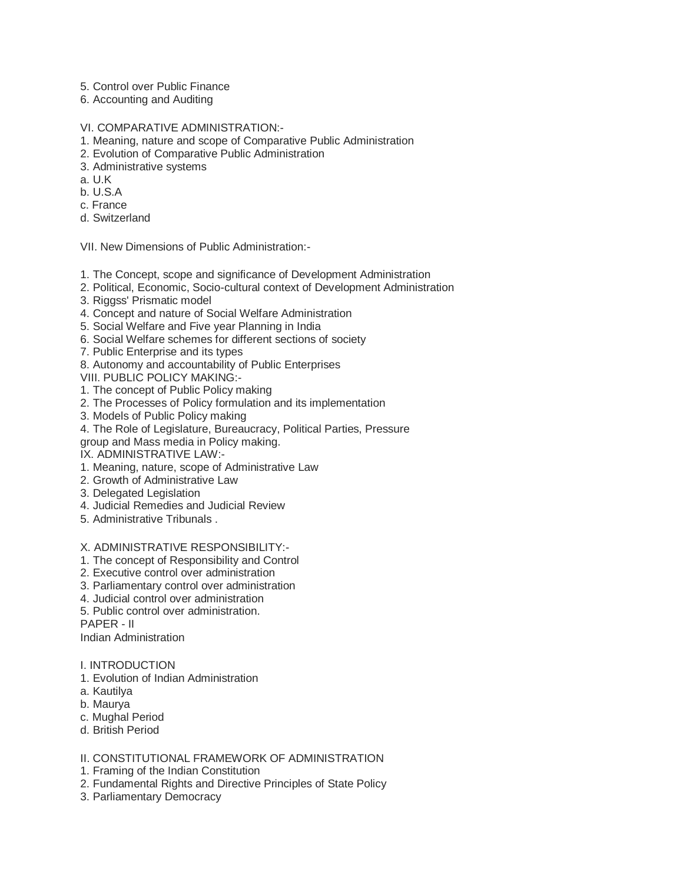5. Control over Public Finance
6. Accounting and Auditing

VI. COMPARATIVE ADMINISTRATION:-
1. Meaning, nature and scope of Comparative Public Administration
2. Evolution of Comparative Public Administration
3. Administrative systems
a. U.K
b. U.S.A
c. France
d. Switzerland

VII. New Dimensions of Public Administration:-

1. The Concept, scope and significance of Development Administration
2. Political, Economic, Socio-cultural context of Development Administration
3. Riggss' Prismatic model
4. Concept and nature of Social Welfare Administration
5. Social Welfare and Five year Planning in India
6. Social Welfare schemes for different sections of society
7. Public Enterprise and its types
8. Autonomy and accountability of Public Enterprises

VIII. PUBLIC POLICY MAKING:-
1. The concept of Public Policy making
2. The Processes of Policy formulation and its implementation
3. Models of Public Policy making
4. The Role of Legislature, Bureaucracy, Political Parties, Pressure group and Mass media in Policy making.

IX. ADMINISTRATIVE LAW:-
1. Meaning, nature, scope of Administrative Law
2. Growth of Administrative Law
3. Delegated Legislation
4. Judicial Remedies and Judicial Review
5. Administrative Tribunals .

X. ADMINISTRATIVE RESPONSIBILITY:-
1. The concept of Responsibility and Control
2. Executive control over administration
3. Parliamentary control over administration
4. Judicial control over administration
5. Public control over administration.

PAPER - II
Indian Administration

I. INTRODUCTION
1. Evolution of Indian Administration
a. Kautilya
b. Maurya
c. Mughal Period
d. British Period

II. CONSTITUTIONAL FRAMEWORK OF ADMINISTRATION
1. Framing of the Indian Constitution
2. Fundamental Rights and Directive Principles of State Policy
3. Parliamentary Democracy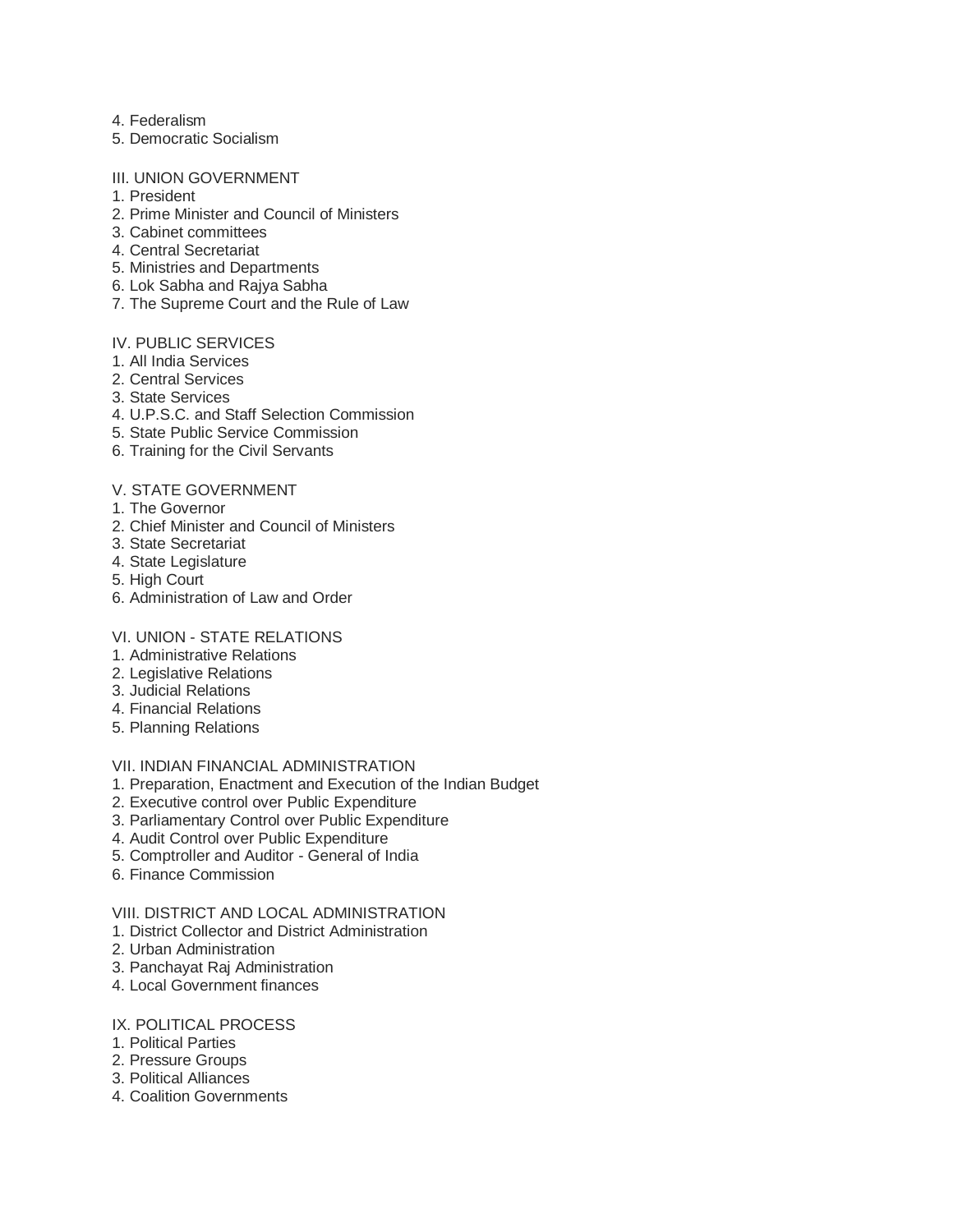4. Federalism
5. Democratic Socialism

III. UNION GOVERNMENT

1. President
2. Prime Minister and Council of Ministers
3. Cabinet committees
4. Central Secretariat
5. Ministries and Departments
6. Lok Sabha and Rajya Sabha
7. The Supreme Court and the Rule of Law

IV. PUBLIC SERVICES

1. All India Services
2. Central Services
3. State Services
4. U.P.S.C. and Staff Selection Commission
5. State Public Service Commission
6. Training for the Civil Servants

V. STATE GOVERNMENT

1. The Governor
2. Chief Minister and Council of Ministers
3. State Secretariat
4. State Legislature
5. High Court
6. Administration of Law and Order

VI. UNION - STATE RELATIONS

1. Administrative Relations
2. Legislative Relations
3. Judicial Relations
4. Financial Relations
5. Planning Relations

VII. INDIAN FINANCIAL ADMINISTRATION

1. Preparation, Enactment and Execution of the Indian Budget
2. Executive control over Public Expenditure
3. Parliamentary Control over Public Expenditure
4. Audit Control over Public Expenditure
5. Comptroller and Auditor - General of India
6. Finance Commission

VIII. DISTRICT AND LOCAL ADMINISTRATION

1. District Collector and District Administration
2. Urban Administration
3. Panchayat Raj Administration
4. Local Government finances

IX. POLITICAL PROCESS

1. Political Parties
2. Pressure Groups
3. Political Alliances
4. Coalition Governments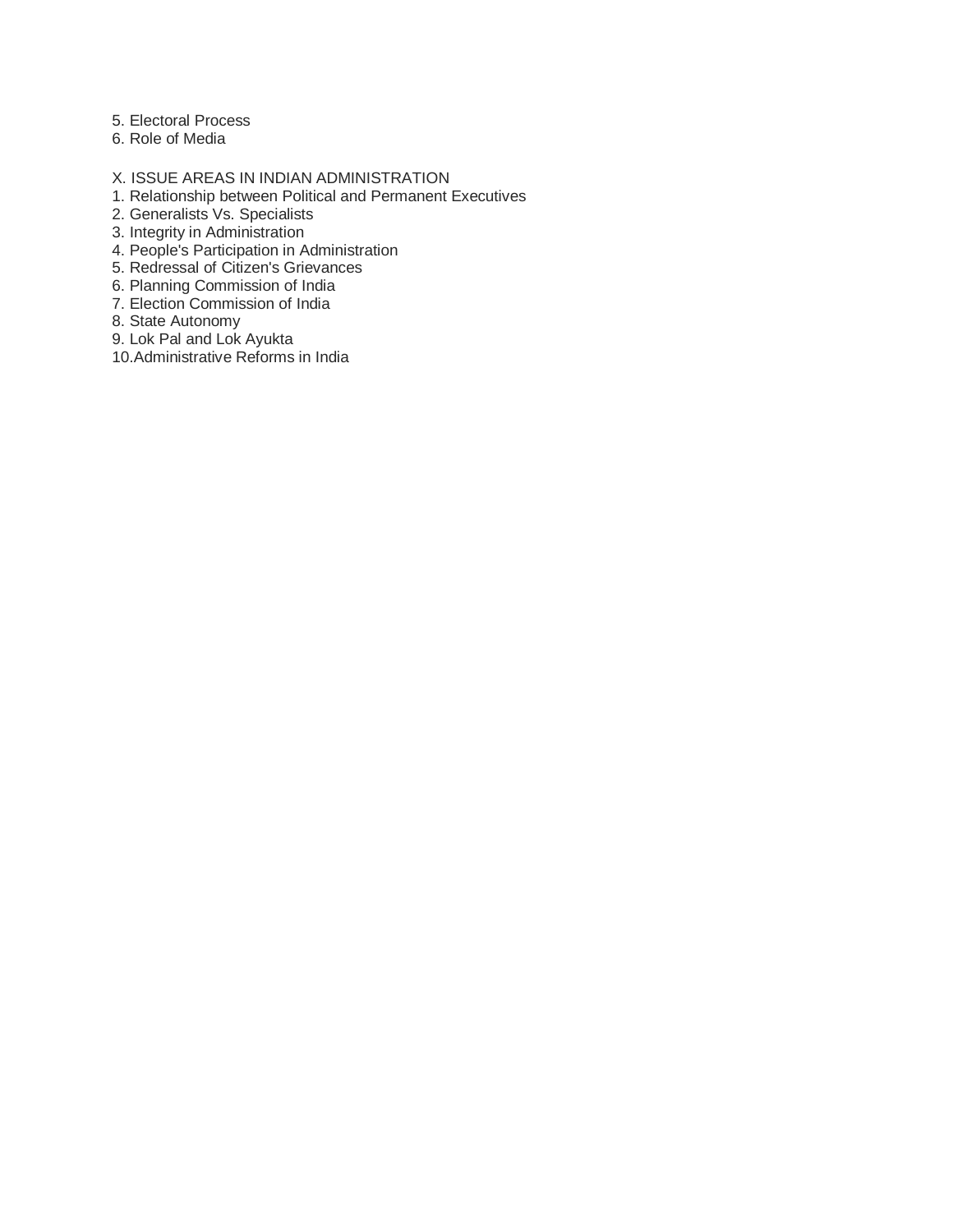5. Electoral Process
6. Role of Media

X. ISSUE AREAS IN INDIAN ADMINISTRATION

1. Relationship between Political and Permanent Executives
2. Generalists Vs. Specialists
3. Integrity in Administration
4. People's Participation in Administration
5. Redressal of Citizen's Grievances
6. Planning Commission of India
7. Election Commission of India
8. State Autonomy
9. Lok Pal and Lok Ayukta
10. Administrative Reforms in India